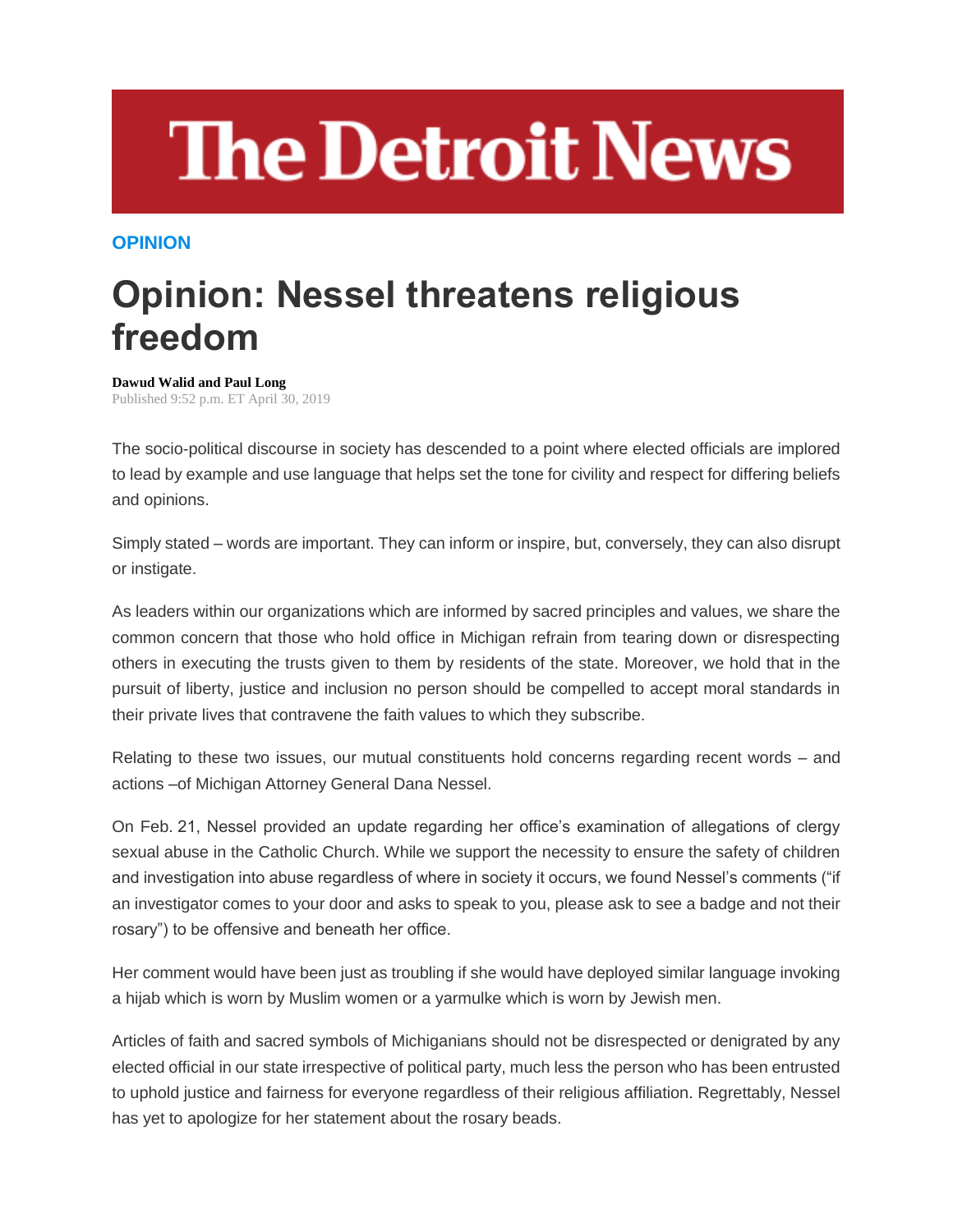# The Detroit News

**OPINION**

# Opinion: Nessel threatens religious freedom

**Dawud Walid and Paul Long**
Published 9:52 p.m. ET April 30, 2019

The socio-political discourse in society has descended to a point where elected officials are implored to lead by example and use language that helps set the tone for civility and respect for differing beliefs and opinions.

Simply stated – words are important. They can inform or inspire, but, conversely, they can also disrupt or instigate.

As leaders within our organizations which are informed by sacred principles and values, we share the common concern that those who hold office in Michigan refrain from tearing down or disrespecting others in executing the trusts given to them by residents of the state. Moreover, we hold that in the pursuit of liberty, justice and inclusion no person should be compelled to accept moral standards in their private lives that contravene the faith values to which they subscribe.

Relating to these two issues, our mutual constituents hold concerns regarding recent words – and actions –of Michigan Attorney General Dana Nessel.

On Feb. 21, Nessel provided an update regarding her office's examination of allegations of clergy sexual abuse in the Catholic Church. While we support the necessity to ensure the safety of children and investigation into abuse regardless of where in society it occurs, we found Nessel's comments ("if an investigator comes to your door and asks to speak to you, please ask to see a badge and not their rosary") to be offensive and beneath her office.

Her comment would have been just as troubling if she would have deployed similar language invoking a hijab which is worn by Muslim women or a yarmulke which is worn by Jewish men.

Articles of faith and sacred symbols of Michiganians should not be disrespected or denigrated by any elected official in our state irrespective of political party, much less the person who has been entrusted to uphold justice and fairness for everyone regardless of their religious affiliation. Regrettably, Nessel has yet to apologize for her statement about the rosary beads.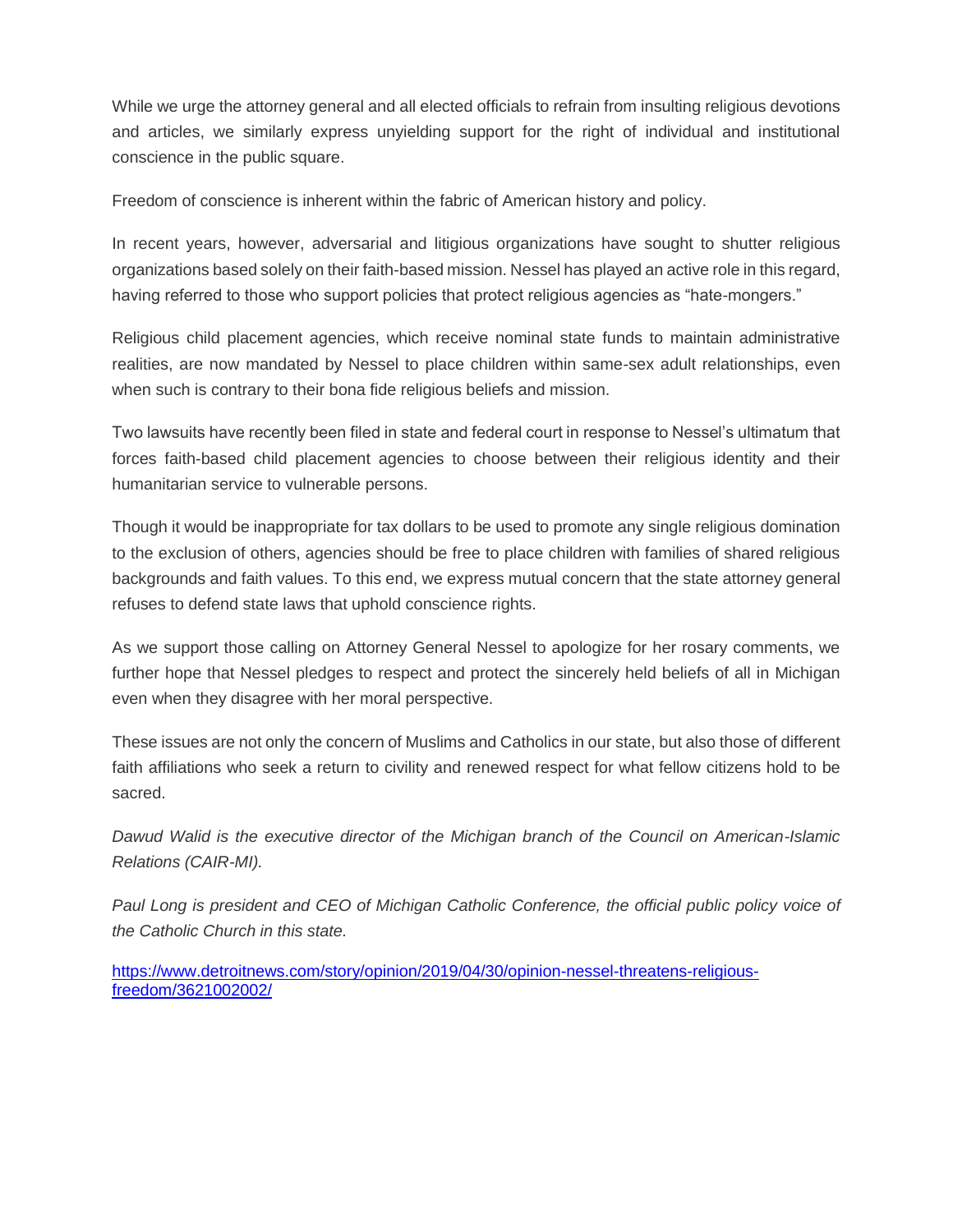While we urge the attorney general and all elected officials to refrain from insulting religious devotions and articles, we similarly express unyielding support for the right of individual and institutional conscience in the public square.

Freedom of conscience is inherent within the fabric of American history and policy.

In recent years, however, adversarial and litigious organizations have sought to shutter religious organizations based solely on their faith-based mission. Nessel has played an active role in this regard, having referred to those who support policies that protect religious agencies as "hate-mongers."

Religious child placement agencies, which receive nominal state funds to maintain administrative realities, are now mandated by Nessel to place children within same-sex adult relationships, even when such is contrary to their bona fide religious beliefs and mission.

Two lawsuits have recently been filed in state and federal court in response to Nessel's ultimatum that forces faith-based child placement agencies to choose between their religious identity and their humanitarian service to vulnerable persons.

Though it would be inappropriate for tax dollars to be used to promote any single religious domination to the exclusion of others, agencies should be free to place children with families of shared religious backgrounds and faith values. To this end, we express mutual concern that the state attorney general refuses to defend state laws that uphold conscience rights.

As we support those calling on Attorney General Nessel to apologize for her rosary comments, we further hope that Nessel pledges to respect and protect the sincerely held beliefs of all in Michigan even when they disagree with her moral perspective.

These issues are not only the concern of Muslims and Catholics in our state, but also those of different faith affiliations who seek a return to civility and renewed respect for what fellow citizens hold to be sacred.

*Dawud Walid is the executive director of the Michigan branch of the Council on American-Islamic Relations (CAIR-MI).*

*Paul Long is president and CEO of Michigan Catholic Conference, the official public policy voice of the Catholic Church in this state.*

https://www.detroitnews.com/story/opinion/2019/04/30/opinion-nessel-threatens-religious-freedom/3621002002/